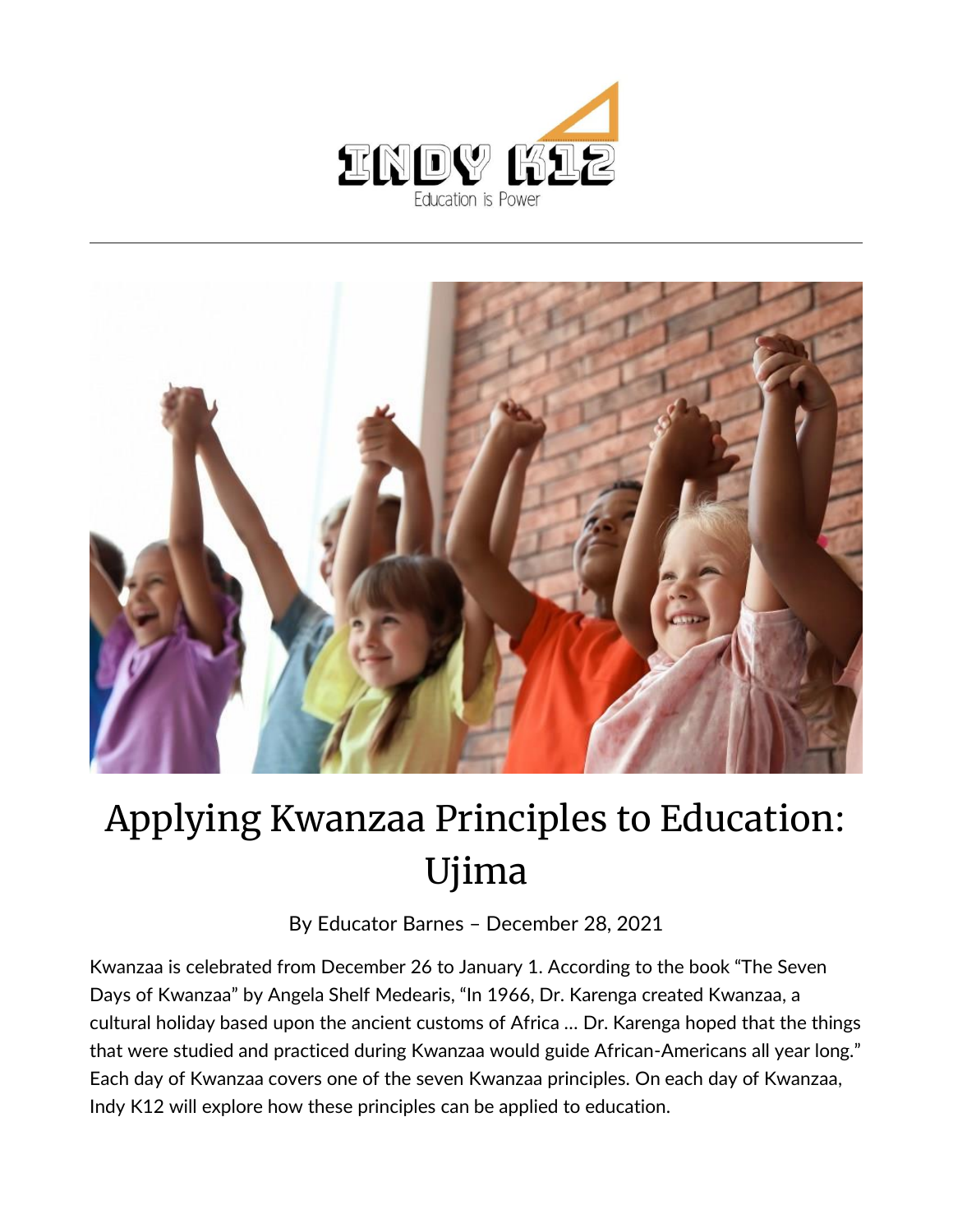# Applying Kwanzaa Principles to Education: Ujima

By Educator Barnes – December 28, 2021

Kwanzaa is celebrated from December 26 to January 1. According to the book "The Seven Days of Kwanzaa" by Angela Shelf Medearis, "In 1966, Dr. Karenga created Kwanzaa, a cultural holiday based upon the ancient customs of Africa … Dr. Karenga hoped that the things that were studied and practiced during Kwanzaa would guide African-Americans all year long." Each day of Kwanzaa covers one of the seven Kwanzaa principles. On each day of Kwanzaa, Indy K12 will explore how these principles can be applied to education.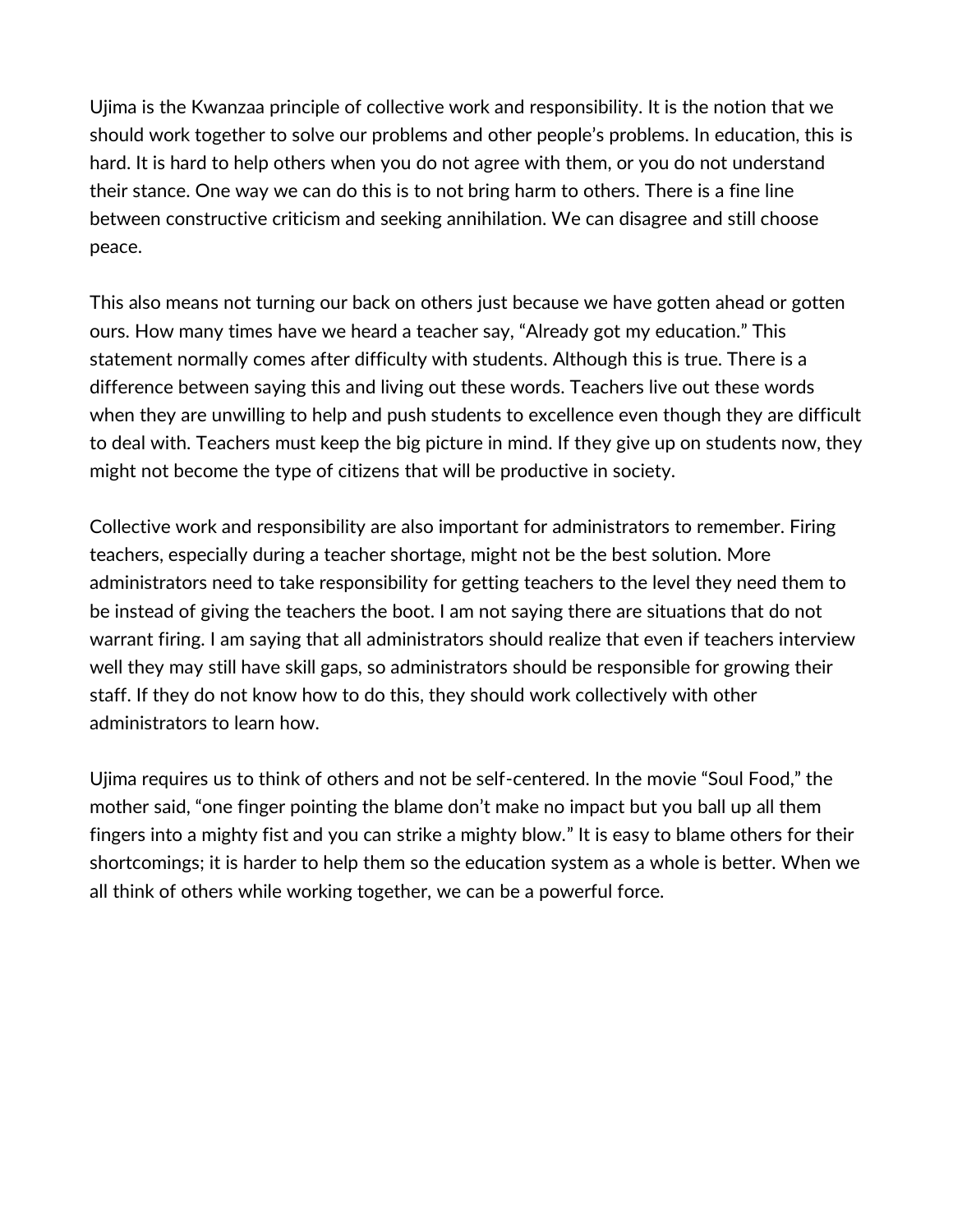Ujima is the Kwanzaa principle of collective work and responsibility. It is the notion that we should work together to solve our problems and other people's problems. In education, this is hard. It is hard to help others when you do not agree with them, or you do not understand their stance. One way we can do this is to not bring harm to others. There is a fine line between constructive criticism and seeking annihilation. We can disagree and still choose peace.

This also means not turning our back on others just because we have gotten ahead or gotten ours. How many times have we heard a teacher say, "Already got my education." This statement normally comes after difficulty with students. Although this is true. There is a difference between saying this and living out these words. Teachers live out these words when they are unwilling to help and push students to excellence even though they are difficult to deal with. Teachers must keep the big picture in mind. If they give up on students now, they might not become the type of citizens that will be productive in society.

Collective work and responsibility are also important for administrators to remember. Firing teachers, especially during a teacher shortage, might not be the best solution. More administrators need to take responsibility for getting teachers to the level they need them to be instead of giving the teachers the boot. I am not saying there are situations that do not warrant firing. I am saying that all administrators should realize that even if teachers interview well they may still have skill gaps, so administrators should be responsible for growing their staff. If they do not know how to do this, they should work collectively with other administrators to learn how.

Ujima requires us to think of others and not be self-centered. In the movie "Soul Food," the mother said, "one finger pointing the blame don't make no impact but you ball up all them fingers into a mighty fist and you can strike a mighty blow." It is easy to blame others for their shortcomings; it is harder to help them so the education system as a whole is better. When we all think of others while working together, we can be a powerful force.